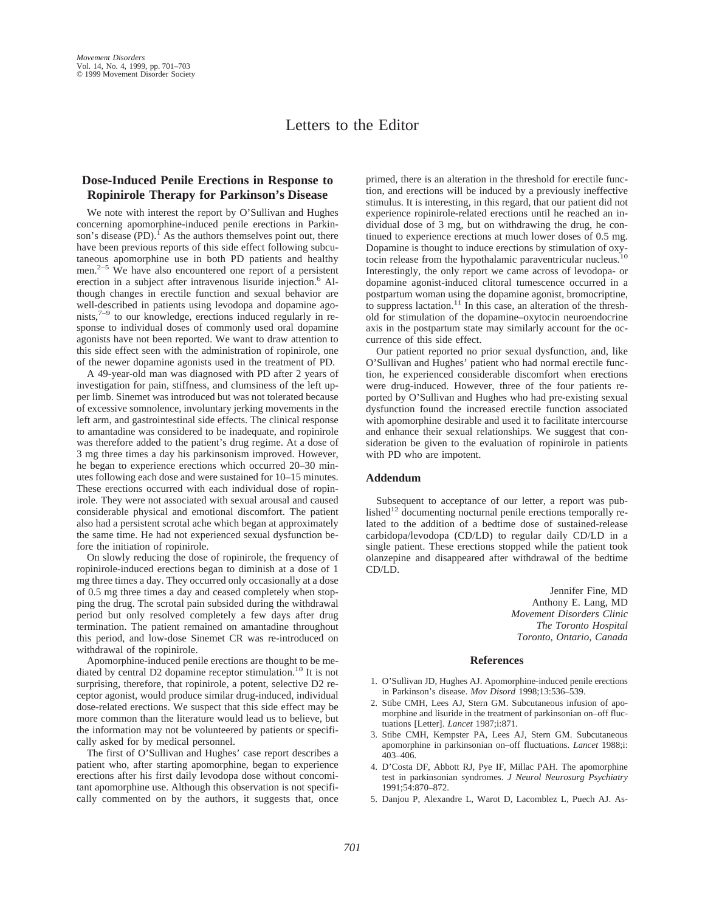# Letters to the Editor

## Dose-Induced Penile Erections in Response to Ropinirole Therapy for Parkinson's Disease

We note with interest the report by O'Sullivan and Hughes concerning apomorphine-induced penile erections in Parkinson's disease (PD).[1] As the authors themselves point out, there have been previous reports of this side effect following subcutaneous apomorphine use in both PD patients and healthy men.[2–5] We have also encountered one report of a persistent erection in a subject after intravenous lisuride injection.[6] Although changes in erectile function and sexual behavior are well-described in patients using levodopa and dopamine agonists,[7–9] to our knowledge, erections induced regularly in response to individual doses of commonly used oral dopamine agonists have not been reported. We want to draw attention to this side effect seen with the administration of ropinirole, one of the newer dopamine agonists used in the treatment of PD.

A 49-year-old man was diagnosed with PD after 2 years of investigation for pain, stiffness, and clumsiness of the left upper limb. Sinemet was introduced but was not tolerated because of excessive somnolence, involuntary jerking movements in the left arm, and gastrointestinal side effects. The clinical response to amantadine was considered to be inadequate, and ropinirole was therefore added to the patient's drug regime. At a dose of 3 mg three times a day his parkinsonism improved. However, he began to experience erections which occurred 20–30 minutes following each dose and were sustained for 10–15 minutes. These erections occurred with each individual dose of ropinirole. They were not associated with sexual arousal and caused considerable physical and emotional discomfort. The patient also had a persistent scrotal ache which began at approximately the same time. He had not experienced sexual dysfunction before the initiation of ropinirole.

On slowly reducing the dose of ropinirole, the frequency of ropinirole-induced erections began to diminish at a dose of 1 mg three times a day. They occurred only occasionally at a dose of 0.5 mg three times a day and ceased completely when stopping the drug. The scrotal pain subsided during the withdrawal period but only resolved completely a few days after drug termination. The patient remained on amantadine throughout this period, and low-dose Sinemet CR was re-introduced on withdrawal of the ropinirole.

Apomorphine-induced penile erections are thought to be mediated by central D2 dopamine receptor stimulation.[10] It is not surprising, therefore, that ropinirole, a potent, selective D2 receptor agonist, would produce similar drug-induced, individual dose-related erections. We suspect that this side effect may be more common than the literature would lead us to believe, but the information may not be volunteered by patients or specifically asked for by medical personnel.

The first of O'Sullivan and Hughes' case report describes a patient who, after starting apomorphine, began to experience erections after his first daily levodopa dose without concomitant apomorphine use. Although this observation is not specifically commented on by the authors, it suggests that, once primed, there is an alteration in the threshold for erectile function, and erections will be induced by a previously ineffective stimulus. It is interesting, in this regard, that our patient did not experience ropinirole-related erections until he reached an individual dose of 3 mg, but on withdrawing the drug, he continued to experience erections at much lower doses of 0.5 mg. Dopamine is thought to induce erections by stimulation of oxytocin release from the hypothalamic paraventricular nucleus.[10] Interestingly, the only report we came across of levodopa- or dopamine agonist-induced clitoral tumescence occurred in a postpartum woman using the dopamine agonist, bromocriptine, to suppress lactation.[11] In this case, an alteration of the threshold for stimulation of the dopamine–oxytocin neuroendocrine axis in the postpartum state may similarly account for the occurrence of this side effect.

Our patient reported no prior sexual dysfunction, and, like O'Sullivan and Hughes' patient who had normal erectile function, he experienced considerable discomfort when erections were drug-induced. However, three of the four patients reported by O'Sullivan and Hughes who had pre-existing sexual dysfunction found the increased erectile function associated with apomorphine desirable and used it to facilitate intercourse and enhance their sexual relationships. We suggest that consideration be given to the evaluation of ropinirole in patients with PD who are impotent.

### Addendum

Subsequent to acceptance of our letter, a report was published[12] documenting nocturnal penile erections temporally related to the addition of a bedtime dose of sustained-release carbidopa/levodopa (CD/LD) to regular daily CD/LD in a single patient. These erections stopped while the patient took olanzepine and disappeared after withdrawal of the bedtime CD/LD.

Jennifer Fine, MD
Anthony E. Lang, MD
*Movement Disorders Clinic*
*The Toronto Hospital*
*Toronto, Ontario, Canada*

### References

1. O'Sullivan JD, Hughes AJ. Apomorphine-induced penile erections in Parkinson's disease. *Mov Disord* 1998;13:536–539.
2. Stibe CMH, Lees AJ, Stern GM. Subcutaneous infusion of apomorphine and lisuride in the treatment of parkinsonian on–off fluctuations [Letter]. *Lancet* 1987;i:871.
3. Stibe CMH, Kempster PA, Lees AJ, Stern GM. Subcutaneous apomorphine in parkinsonian on–off fluctuations. *Lancet* 1988;i: 403–406.
4. D'Costa DF, Abbott RJ, Pye IF, Millac PAH. The apomorphine test in parkinsonian syndromes. *J Neurol Neurosurg Psychiatry* 1991;54:870–872.
5. Danjou P, Alexandre L, Warot D, Lacomblez L, Puech AJ. As-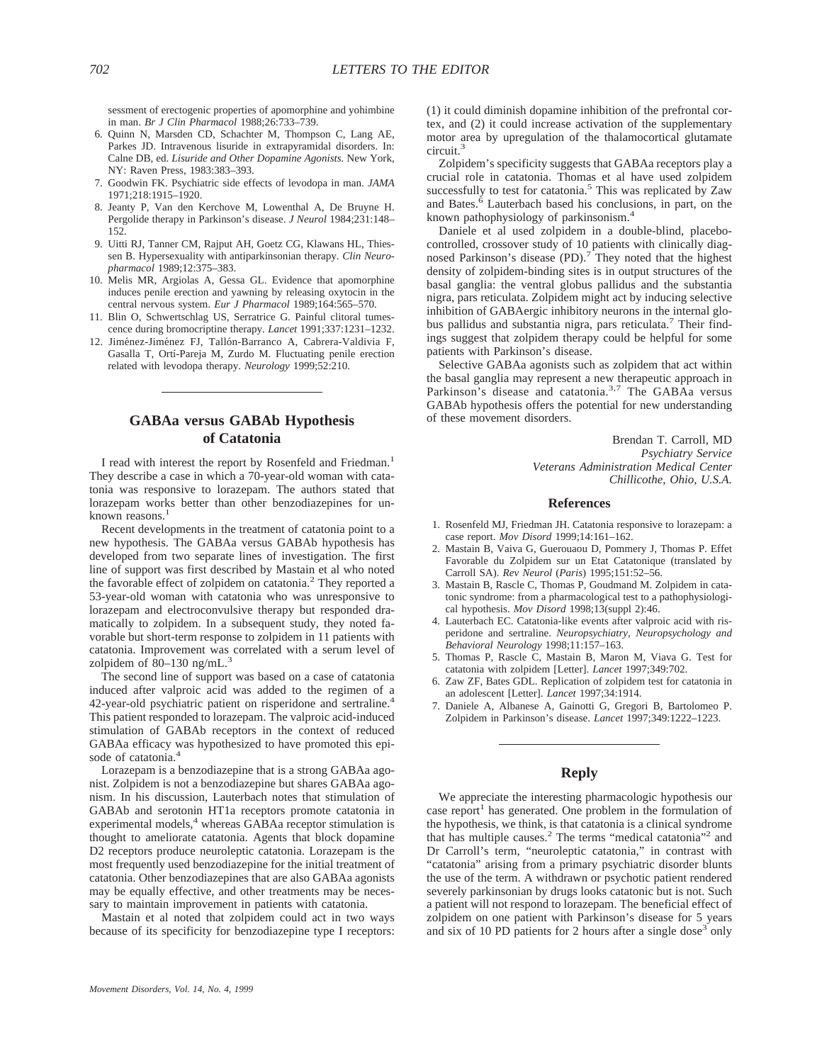sessment of erectogenic properties of apomorphine and yohimbine in man. *Br J Clin Pharmacol* 1988;26:733–739.

6. Quinn N, Marsden CD, Schachter M, Thompson C, Lang AE, Parkes JD. Intravenous lisuride in extrapyramidal disorders. In: Calne DB, ed. *Lisuride and Other Dopamine Agonists*. New York, NY: Raven Press, 1983:383–393.
7. Goodwin FK. Psychiatric side effects of levodopa in man. *JAMA* 1971;218:1915–1920.
8. Jeanty P, Van den Kerchove M, Lowenthal A, De Bruyne H. Pergolide therapy in Parkinson's disease. *J Neurol* 1984;231:148–152.
9. Uitti RJ, Tanner CM, Rajput AH, Goetz CG, Klawans HL, Thiessen B. Hypersexuality with antiparkinsonian therapy. *Clin Neuropharmacol* 1989;12:375–383.
10. Melis MR, Argiolas A, Gessa GL. Evidence that apomorphine induces penile erection and yawning by releasing oxytocin in the central nervous system. *Eur J Pharmacol* 1989;164:565–570.
11. Blin O, Schwertschlag US, Serratrice G. Painful clitoral tumescence during bromocriptine therapy. *Lancet* 1991;337:1231–1232.
12. Jiménez-Jiménez FJ, Tallón-Barranco A, Cabrera-Valdivia F, Gasalla T, Ortí-Pareja M, Zurdo M. Fluctuating penile erection related with levodopa therapy. *Neurology* 1999;52:210.

## GABAa versus GABAb Hypothesis of Catatonia

I read with interest the report by Rosenfeld and Friedman.[1] They describe a case in which a 70-year-old woman with catatonia was responsive to lorazepam. The authors stated that lorazepam works better than other benzodiazepines for unknown reasons.[1]

Recent developments in the treatment of catatonia point to a new hypothesis. The GABAa versus GABAb hypothesis has developed from two separate lines of investigation. The first line of support was first described by Mastain et al who noted the favorable effect of zolpidem on catatonia.[2] They reported a 53-year-old woman with catatonia who was unresponsive to lorazepam and electroconvulsive therapy but responded dramatically to zolpidem. In a subsequent study, they noted favorable but short-term response to zolpidem in 11 patients with catatonia. Improvement was correlated with a serum level of zolpidem of 80–130 ng/mL.[3]

The second line of support was based on a case of catatonia induced after valproic acid was added to the regimen of a 42-year-old psychiatric patient on risperidone and sertraline.[4] This patient responded to lorazepam. The valproic acid-induced stimulation of GABAb receptors in the context of reduced GABAa efficacy was hypothesized to have promoted this episode of catatonia.[4]

Lorazepam is a benzodiazepine that is a strong GABAa agonist. Zolpidem is not a benzodiazepine but shares GABAa agonism. In his discussion, Lauterbach notes that stimulation of GABAb and serotonin HT1a receptors promote catatonia in experimental models,[4] whereas GABAa receptor stimulation is thought to ameliorate catatonia. Agents that block dopamine D2 receptors produce neuroleptic catatonia. Lorazepam is the most frequently used benzodiazepine for the initial treatment of catatonia. Other benzodiazepines that are also GABAa agonists may be equally effective, and other treatments may be necessary to maintain improvement in patients with catatonia.

Mastain et al noted that zolpidem could act in two ways because of its specificity for benzodiazepine type I receptors: (1) it could diminish dopamine inhibition of the prefrontal cortex, and (2) it could increase activation of the supplementary motor area by upregulation of the thalamocortical glutamate circuit.[3]

Zolpidem's specificity suggests that GABAa receptors play a crucial role in catatonia. Thomas et al have used zolpidem successfully to test for catatonia.[5] This was replicated by Zaw and Bates.[6] Lauterbach based his conclusions, in part, on the known pathophysiology of parkinsonism.[4]

Daniele et al used zolpidem in a double-blind, placebo-controlled, crossover study of 10 patients with clinically diagnosed Parkinson's disease (PD).[7] They noted that the highest density of zolpidem-binding sites is in output structures of the basal ganglia: the ventral globus pallidus and the substantia nigra, pars reticulata. Zolpidem might act by inducing selective inhibition of GABAergic inhibitory neurons in the internal globus pallidus and substantia nigra, pars reticulata.[7] Their findings suggest that zolpidem therapy could be helpful for some patients with Parkinson's disease.

Selective GABAa agonists such as zolpidem that act within the basal ganglia may represent a new therapeutic approach in Parkinson's disease and catatonia.[3,7] The GABAa versus GABAb hypothesis offers the potential for new understanding of these movement disorders.

Brendan T. Carroll, MD
*Psychiatry Service*
*Veterans Administration Medical Center*
*Chillicothe, Ohio, U.S.A.*

### References

1. Rosenfeld MJ, Friedman JH. Catatonia responsive to lorazepam: a case report. *Mov Disord* 1999;14:161–162.
2. Mastain B, Vaiva G, Guerouaou D, Pommery J, Thomas P. Effet Favorable du Zolpidem sur un Etat Catatonique (translated by Carroll SA). *Rev Neurol* (*Paris*) 1995;151:52–56.
3. Mastain B, Rascle C, Thomas P, Goudmand M. Zolpidem in catatonic syndrome: from a pharmacological test to a pathophysiological hypothesis. *Mov Disord* 1998;13(suppl 2):46.
4. Lauterbach EC. Catatonia-like events after valproic acid with risperidone and sertraline. *Neuropsychiatry, Neuropsychology and Behavioral Neurology* 1998;11:157–163.
5. Thomas P, Rascle C, Mastain B, Maron M, Viava G. Test for catatonia with zolpidem [Letter]. *Lancet* 1997;349:702.
6. Zaw ZF, Bates GDL. Replication of zolpidem test for catatonia in an adolescent [Letter]. *Lancet* 1997;34:1914.
7. Daniele A, Albanese A, Gainotti G, Gregori B, Bartolomeo P. Zolpidem in Parkinson's disease. *Lancet* 1997;349:1222–1223.

## Reply

We appreciate the interesting pharmacologic hypothesis our case report[1] has generated. One problem in the formulation of the hypothesis, we think, is that catatonia is a clinical syndrome that has multiple causes.[2] The terms "medical catatonia"[2] and Dr Carroll's term, "neuroleptic catatonia," in contrast with "catatonia" arising from a primary psychiatric disorder blunts the use of the term. A withdrawn or psychotic patient rendered severely parkinsonian by drugs looks catatonic but is not. Such a patient will not respond to lorazepam. The beneficial effect of zolpidem on one patient with Parkinson's disease for 5 years and six of 10 PD patients for 2 hours after a single dose[3] only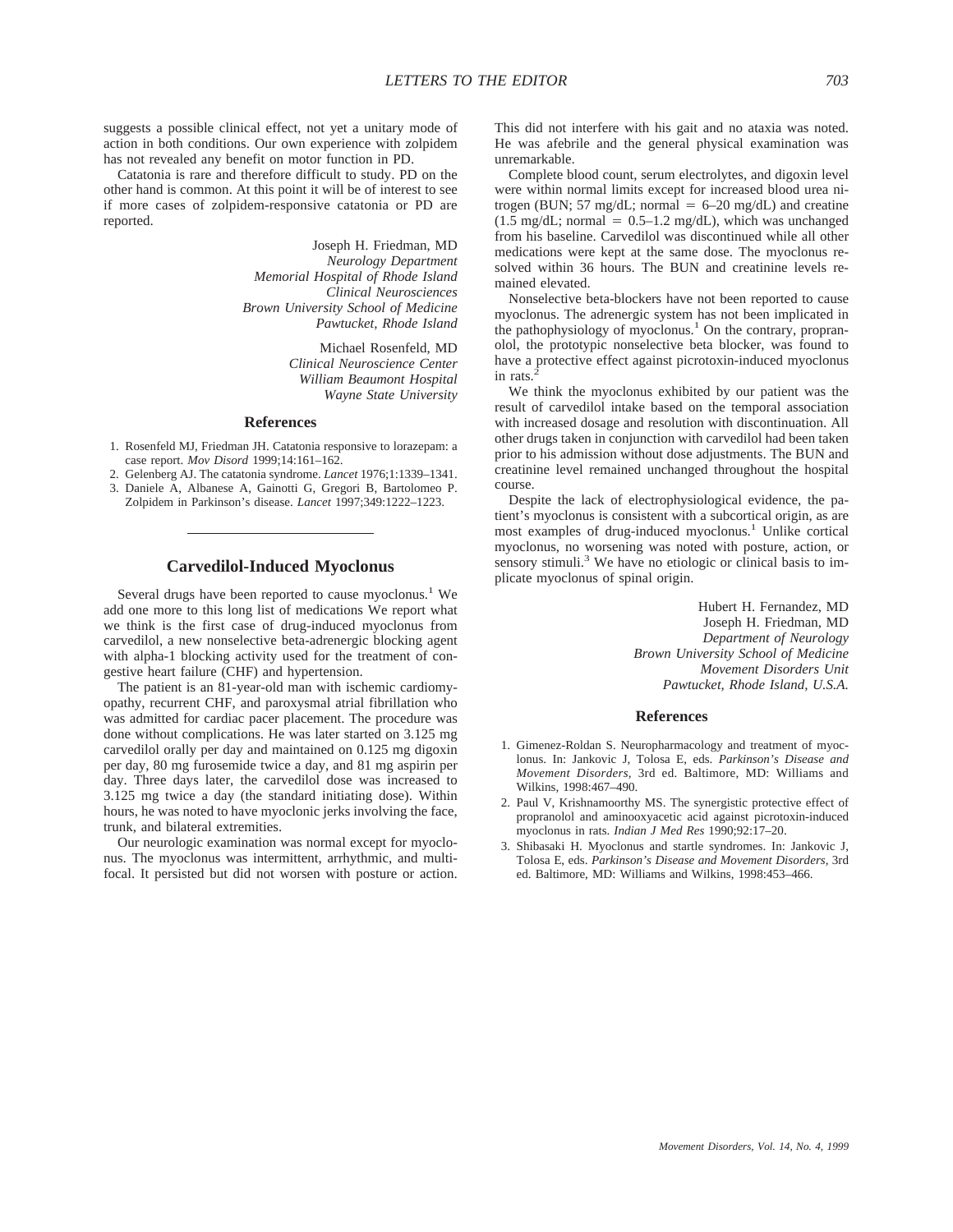suggests a possible clinical effect, not yet a unitary mode of action in both conditions. Our own experience with zolpidem has not revealed any benefit on motor function in PD.

Catatonia is rare and therefore difficult to study. PD on the other hand is common. At this point it will be of interest to see if more cases of zolpidem-responsive catatonia or PD are reported.

Joseph H. Friedman, MD
*Neurology Department*
*Memorial Hospital of Rhode Island*
*Clinical Neurosciences*
*Brown University School of Medicine*
*Pawtucket, Rhode Island*

Michael Rosenfeld, MD
*Clinical Neuroscience Center*
*William Beaumont Hospital*
*Wayne State University*

### References

1. Rosenfeld MJ, Friedman JH. Catatonia responsive to lorazepam: a case report. *Mov Disord* 1999;14:161–162.
2. Gelenberg AJ. The catatonia syndrome. *Lancet* 1976;1:1339–1341.
3. Daniele A, Albanese A, Gainotti G, Gregori B, Bartolomeo P. Zolpidem in Parkinson's disease. *Lancet* 1997;349:1222–1223.

## Carvedilol-Induced Myoclonus

Several drugs have been reported to cause myoclonus.[1] We add one more to this long list of medications We report what we think is the first case of drug-induced myoclonus from carvedilol, a new nonselective beta-adrenergic blocking agent with alpha-1 blocking activity used for the treatment of congestive heart failure (CHF) and hypertension.

The patient is an 81-year-old man with ischemic cardiomyopathy, recurrent CHF, and paroxysmal atrial fibrillation who was admitted for cardiac pacer placement. The procedure was done without complications. He was later started on 3.125 mg carvedilol orally per day and maintained on 0.125 mg digoxin per day, 80 mg furosemide twice a day, and 81 mg aspirin per day. Three days later, the carvedilol dose was increased to 3.125 mg twice a day (the standard initiating dose). Within hours, he was noted to have myoclonic jerks involving the face, trunk, and bilateral extremities.

Our neurologic examination was normal except for myoclonus. The myoclonus was intermittent, arrhythmic, and multifocal. It persisted but did not worsen with posture or action. This did not interfere with his gait and no ataxia was noted. He was afebrile and the general physical examination was unremarkable.

Complete blood count, serum electrolytes, and digoxin level were within normal limits except for increased blood urea nitrogen (BUN; 57 mg/dL; normal = 6–20 mg/dL) and creatine (1.5 mg/dL; normal = 0.5–1.2 mg/dL), which was unchanged from his baseline. Carvedilol was discontinued while all other medications were kept at the same dose. The myoclonus resolved within 36 hours. The BUN and creatinine levels remained elevated.

Nonselective beta-blockers have not been reported to cause myoclonus. The adrenergic system has not been implicated in the pathophysiology of myoclonus.[1] On the contrary, propranolol, the prototypic nonselective beta blocker, was found to have a protective effect against picrotoxin-induced myoclonus in rats.[2]

We think the myoclonus exhibited by our patient was the result of carvedilol intake based on the temporal association with increased dosage and resolution with discontinuation. All other drugs taken in conjunction with carvedilol had been taken prior to his admission without dose adjustments. The BUN and creatinine level remained unchanged throughout the hospital course.

Despite the lack of electrophysiological evidence, the patient's myoclonus is consistent with a subcortical origin, as are most examples of drug-induced myoclonus.[1] Unlike cortical myoclonus, no worsening was noted with posture, action, or sensory stimuli.[3] We have no etiologic or clinical basis to implicate myoclonus of spinal origin.

Hubert H. Fernandez, MD
Joseph H. Friedman, MD
*Department of Neurology*
*Brown University School of Medicine*
*Movement Disorders Unit*
*Pawtucket, Rhode Island, U.S.A.*

### References

1. Gimenez-Roldan S. Neuropharmacology and treatment of myoclonus. In: Jankovic J, Tolosa E, eds. *Parkinson's Disease and Movement Disorders,* 3rd ed. Baltimore, MD: Williams and Wilkins, 1998:467–490.
2. Paul V, Krishnamoorthy MS. The synergistic protective effect of propranolol and aminooxyacetic acid against picrotoxin-induced myoclonus in rats. *Indian J Med Res* 1990;92:17–20.
3. Shibasaki H. Myoclonus and startle syndromes. In: Jankovic J, Tolosa E, eds. *Parkinson's Disease and Movement Disorders,* 3rd ed. Baltimore, MD: Williams and Wilkins, 1998:453–466.